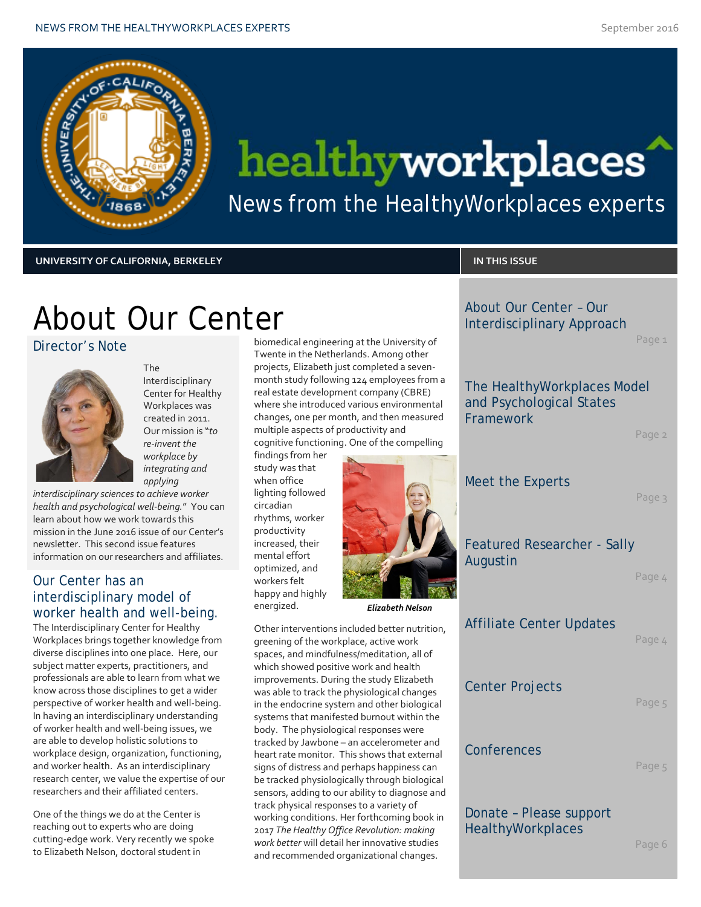# healthyworkplaces

News from the HealthyWorkplaces experts

**UNIVERSITY OF CALIFORNIA, BERKELEY**

**IN THIS ISSUE**

- About Our Center – Our Interdisciplinary Approach — Page 1
- The HealthyWorkplaces Model and Psychological States Framework — Page 2
- Meet the Experts — Page 3
- Featured Researcher - Sally Augustin — Page 4
- Affiliate Center Updates — Page 4
- Center Projects — Page 5
- Conferences — Page 5
- Donate – Please support HealthyWorkplaces — Page 6

# About Our Center

## Director's Note

The Interdisciplinary Center for Healthy Workplaces was created in 2011. Our mission is "*to re-invent the workplace by integrating and applying interdisciplinary sciences to achieve worker health and psychological well-being.*" You can learn about how we work towards this mission in the June 2016 issue of our Center's newsletter. This second issue features information on our researchers and affiliates.

## Our Center has an interdisciplinary model of worker health and well-being.

The Interdisciplinary Center for Healthy Workplaces brings together knowledge from diverse disciplines into one place. Here, our subject matter experts, practitioners, and professionals are able to learn from what we know across those disciplines to get a wider perspective of worker health and well-being. In having an interdisciplinary understanding of worker health and well-being issues, we are able to develop holistic solutions to workplace design, organization, functioning, and worker health. As an interdisciplinary research center, we value the expertise of our researchers and their affiliated centers.

One of the things we do at the Center is reaching out to experts who are doing cutting-edge work. Very recently we spoke to Elizabeth Nelson, doctoral student in biomedical engineering at the University of Twente in the Netherlands. Among other projects, Elizabeth just completed a seven-month study following 124 employees from a real estate development company (CBRE) where she introduced various environmental changes, one per month, and then measured multiple aspects of productivity and cognitive functioning. One of the compelling findings from her study was that when office lighting followed circadian rhythms, worker productivity increased, their mental effort optimized, and workers felt happy and highly energized.

***Elizabeth Nelson***

Other interventions included better nutrition, greening of the workplace, active work spaces, and mindfulness/meditation, all of which showed positive work and health improvements. During the study Elizabeth was able to track the physiological changes in the endocrine system and other biological systems that manifested burnout within the body. The physiological responses were tracked by Jawbone – an accelerometer and heart rate monitor. This shows that external signs of distress and perhaps happiness can be tracked physiologically through biological sensors, adding to our ability to diagnose and track physical responses to a variety of working conditions. Her forthcoming book in 2017 *The Healthy Office Revolution: making work better* will detail her innovative studies and recommended organizational changes.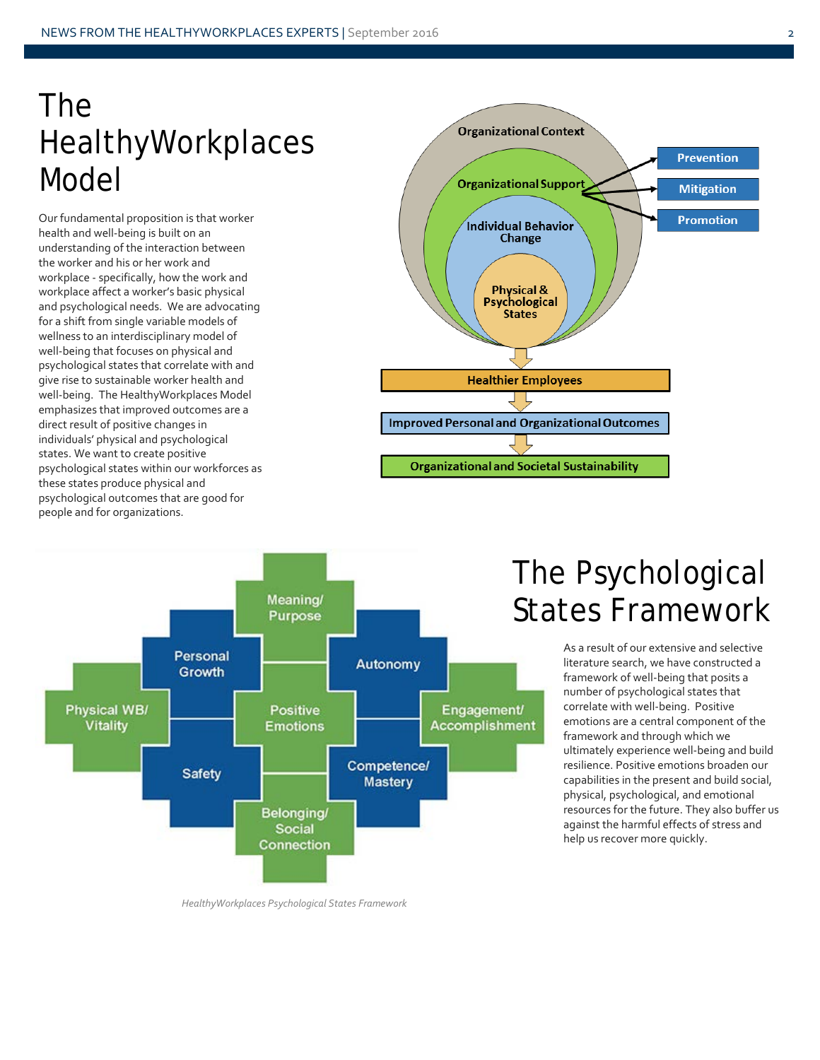# The HealthyWorkplaces Model

Our fundamental proposition is that worker health and well-being is built on an understanding of the interaction between the worker and his or her work and workplace - specifically, how the work and workplace affect a worker's basic physical and psychological needs. We are advocating for a shift from single variable models of wellness to an interdisciplinary model of well-being that focuses on physical and psychological states that correlate with and give rise to sustainable worker health and well-being. The HealthyWorkplaces Model emphasizes that improved outcomes are a direct result of positive changes in individuals' physical and psychological states. We want to create positive psychological states within our workforces as these states produce physical and psychological outcomes that are good for people and for organizations.

Organizational Context

Organizational Support

Individual Behavior Change

Physical & Psychological States

Prevention

Mitigation

Promotion

Healthier Employees

Improved Personal and Organizational Outcomes

Organizational and Societal Sustainability

Meaning/ Purpose

Personal Growth

Autonomy

Physical WB/ Vitality

Positive Emotions

Engagement/ Accomplishment

Safety

Competence/ Mastery

Belonging/ Social Connection

*HealthyWorkplaces Psychological States Framework*

# The Psychological States Framework

As a result of our extensive and selective literature search, we have constructed a framework of well-being that posits a number of psychological states that correlate with well-being. Positive emotions are a central component of the framework and through which we ultimately experience well-being and build resilience. Positive emotions broaden our capabilities in the present and build social, physical, psychological, and emotional resources for the future. They also buffer us against the harmful effects of stress and help us recover more quickly.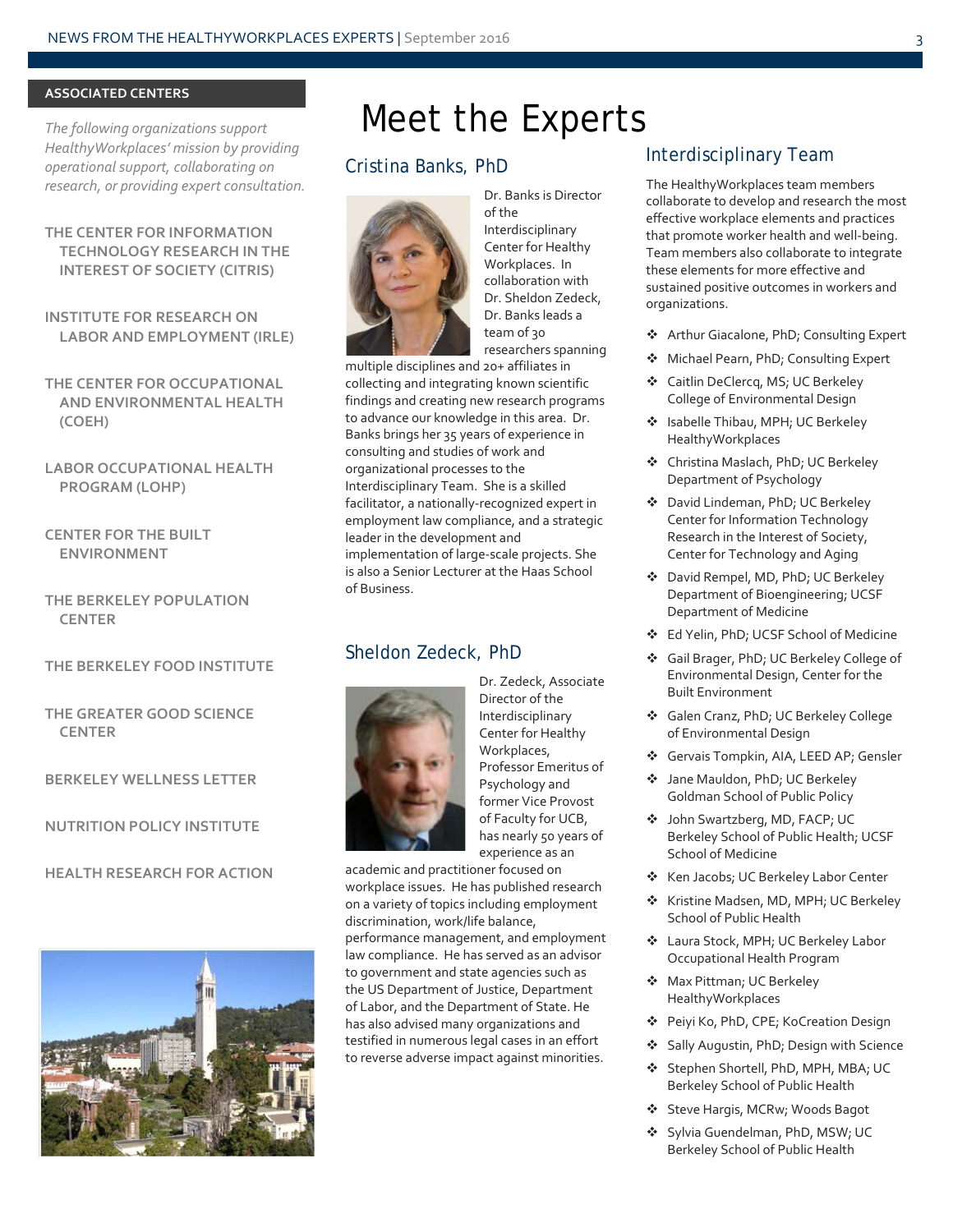## ASSOCIATED CENTERS

*The following organizations support HealthyWorkplaces' mission by providing operational support, collaborating on research, or providing expert consultation.*

THE CENTER FOR INFORMATION TECHNOLOGY RESEARCH IN THE INTEREST OF SOCIETY (CITRIS)

INSTITUTE FOR RESEARCH ON LABOR AND EMPLOYMENT (IRLE)

THE CENTER FOR OCCUPATIONAL AND ENVIRONMENTAL HEALTH (COEH)

LABOR OCCUPATIONAL HEALTH PROGRAM (LOHP)

CENTER FOR THE BUILT ENVIRONMENT

THE BERKELEY POPULATION CENTER

THE BERKELEY FOOD INSTITUTE

THE GREATER GOOD SCIENCE CENTER

BERKELEY WELLNESS LETTER

NUTRITION POLICY INSTITUTE

HEALTH RESEARCH FOR ACTION

# Meet the Experts

## Cristina Banks, PhD

Dr. Banks is Director of the Interdisciplinary Center for Healthy Workplaces. In collaboration with Dr. Sheldon Zedeck, Dr. Banks leads a team of 30 researchers spanning multiple disciplines and 20+ affiliates in collecting and integrating known scientific findings and creating new research programs to advance our knowledge in this area. Dr. Banks brings her 35 years of experience in consulting and studies of work and organizational processes to the Interdisciplinary Team. She is a skilled facilitator, a nationally-recognized expert in employment law compliance, and a strategic leader in the development and implementation of large-scale projects. She is also a Senior Lecturer at the Haas School of Business.

## Sheldon Zedeck, PhD

Dr. Zedeck, Associate Director of the Interdisciplinary Center for Healthy Workplaces, Professor Emeritus of Psychology and former Vice Provost of Faculty for UCB, has nearly 50 years of experience as an academic and practitioner focused on workplace issues. He has published research on a variety of topics including employment discrimination, work/life balance, performance management, and employment law compliance. He has served as an advisor to government and state agencies such as the US Department of Justice, Department of Labor, and the Department of State. He has also advised many organizations and testified in numerous legal cases in an effort to reverse adverse impact against minorities.

## Interdisciplinary Team

The HealthyWorkplaces team members collaborate to develop and research the most effective workplace elements and practices that promote worker health and well-being. Team members also collaborate to integrate these elements for more effective and sustained positive outcomes in workers and organizations.

- Arthur Giacalone, PhD; Consulting Expert
- Michael Pearn, PhD; Consulting Expert
- Caitlin DeClercq, MS; UC Berkeley College of Environmental Design
- Isabelle Thibau, MPH; UC Berkeley HealthyWorkplaces
- Christina Maslach, PhD; UC Berkeley Department of Psychology
- David Lindeman, PhD; UC Berkeley Center for Information Technology Research in the Interest of Society, Center for Technology and Aging
- David Rempel, MD, PhD; UC Berkeley Department of Bioengineering; UCSF Department of Medicine
- Ed Yelin, PhD; UCSF School of Medicine
- Gail Brager, PhD; UC Berkeley College of Environmental Design, Center for the Built Environment
- Galen Cranz, PhD; UC Berkeley College of Environmental Design
- Gervais Tompkin, AIA, LEED AP; Gensler
- Jane Mauldon, PhD; UC Berkeley Goldman School of Public Policy
- John Swartzberg, MD, FACP; UC Berkeley School of Public Health; UCSF School of Medicine
- Ken Jacobs; UC Berkeley Labor Center
- Kristine Madsen, MD, MPH; UC Berkeley School of Public Health
- Laura Stock, MPH; UC Berkeley Labor Occupational Health Program
- Max Pittman; UC Berkeley HealthyWorkplaces
- Peiyi Ko, PhD, CPE; KoCreation Design
- Sally Augustin, PhD; Design with Science
- Stephen Shortell, PhD, MPH, MBA; UC Berkeley School of Public Health
- Steve Hargis, MCRw; Woods Bagot
- Sylvia Guendelman, PhD, MSW; UC Berkeley School of Public Health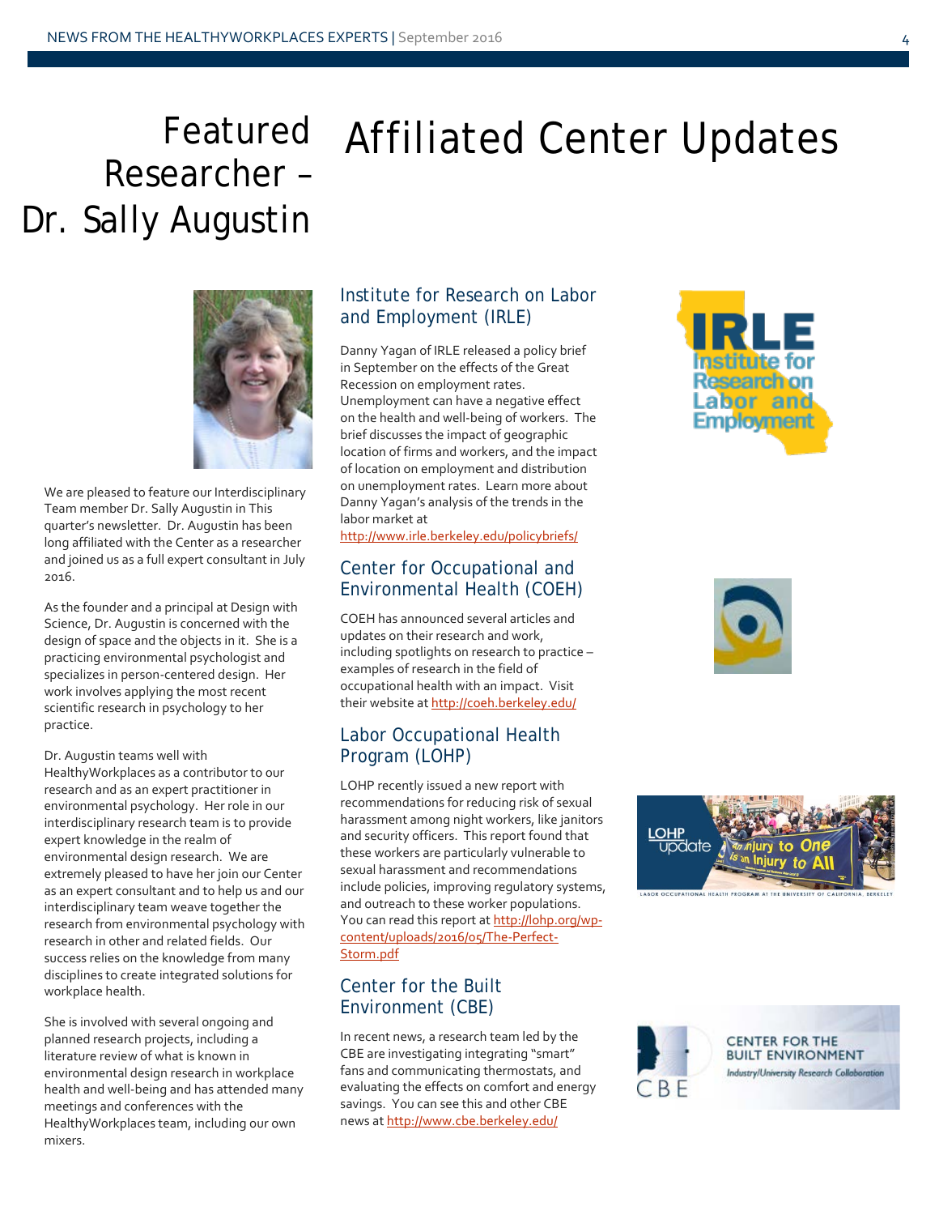# Featured Researcher – Dr. Sally Augustin

We are pleased to feature our Interdisciplinary Team member Dr. Sally Augustin in This quarter's newsletter. Dr. Augustin has been long affiliated with the Center as a researcher and joined us as a full expert consultant in July 2016.

As the founder and a principal at Design with Science, Dr. Augustin is concerned with the design of space and the objects in it. She is a practicing environmental psychologist and specializes in person-centered design. Her work involves applying the most recent scientific research in psychology to her practice.

Dr. Augustin teams well with HealthyWorkplaces as a contributor to our research and as an expert practitioner in environmental psychology. Her role in our interdisciplinary research team is to provide expert knowledge in the realm of environmental design research. We are extremely pleased to have her join our Center as an expert consultant and to help us and our interdisciplinary team weave together the research from environmental psychology with research in other and related fields. Our success relies on the knowledge from many disciplines to create integrated solutions for workplace health.

She is involved with several ongoing and planned research projects, including a literature review of what is known in environmental design research in workplace health and well-being and has attended many meetings and conferences with the HealthyWorkplaces team, including our own mixers.

# Affiliated Center Updates

## Institute for Research on Labor and Employment (IRLE)

Danny Yagan of IRLE released a policy brief in September on the effects of the Great Recession on employment rates. Unemployment can have a negative effect on the health and well-being of workers. The brief discusses the impact of geographic location of firms and workers, and the impact of location on employment and distribution on unemployment rates. Learn more about Danny Yagan's analysis of the trends in the labor market at http://www.irle.berkeley.edu/policybriefs/

## Center for Occupational and Environmental Health (COEH)

COEH has announced several articles and updates on their research and work, including spotlights on research to practice – examples of research in the field of occupational health with an impact. Visit their website at http://coeh.berkeley.edu/

## Labor Occupational Health Program (LOHP)

LOHP recently issued a new report with recommendations for reducing risk of sexual harassment among night workers, like janitors and security officers. This report found that these workers are particularly vulnerable to sexual harassment and recommendations include policies, improving regulatory systems, and outreach to these worker populations. You can read this report at http://lohp.org/wp-content/uploads/2016/05/The-Perfect-Storm.pdf

## Center for the Built Environment (CBE)

In recent news, a research team led by the CBE are investigating integrating "smart" fans and communicating thermostats, and evaluating the effects on comfort and energy savings. You can see this and other CBE news at http://www.cbe.berkeley.edu/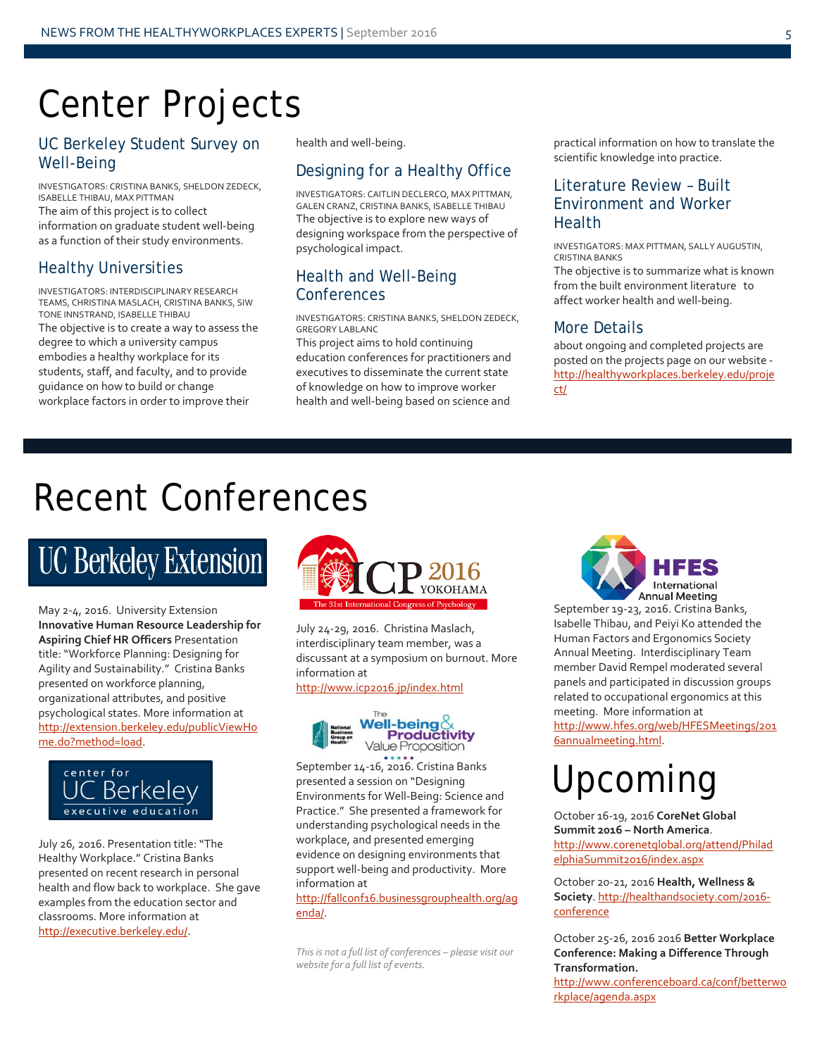# Center Projects

## UC Berkeley Student Survey on Well-Being

INVESTIGATORS: CRISTINA BANKS, SHELDON ZEDECK, ISABELLE THIBAU, MAX PITTMAN

The aim of this project is to collect information on graduate student well-being as a function of their study environments.

## Healthy Universities

INVESTIGATORS: INTERDISCIPLINARY RESEARCH TEAMS, CHRISTINA MASLACH, CRISTINA BANKS, SIW TONE INNSTRAND, ISABELLE THIBAU

The objective is to create a way to assess the degree to which a university campus embodies a healthy workplace for its students, staff, and faculty, and to provide guidance on how to build or change workplace factors in order to improve their health and well-being.

## Designing for a Healthy Office

INVESTIGATORS: CAITLIN DECLERCQ, MAX PITTMAN, GALEN CRANZ, CRISTINA BANKS, ISABELLE THIBAU

The objective is to explore new ways of designing workspace from the perspective of psychological impact.

## Health and Well-Being Conferences

INVESTIGATORS: CRISTINA BANKS, SHELDON ZEDECK, GREGORY LABLANC

This project aims to hold continuing education conferences for practitioners and executives to disseminate the current state of knowledge on how to improve worker health and well-being based on science and practical information on how to translate the scientific knowledge into practice.

## Literature Review – Built Environment and Worker Health

INVESTIGATORS: MAX PITTMAN, SALLY AUGUSTIN, CRISTINA BANKS

The objective is to summarize what is known from the built environment literature to affect worker health and well-being.

## More Details

about ongoing and completed projects are posted on the projects page on our website - http://healthyworkplaces.berkeley.edu/project/

# Recent Conferences

UC Berkeley Extension

May 2-4, 2016. University Extension **Innovative Human Resource Leadership for Aspiring Chief HR Officers** Presentation title: "Workforce Planning: Designing for Agility and Sustainability." Cristina Banks presented on workforce planning, organizational attributes, and positive psychological states. More information at http://extension.berkeley.edu/publicViewHome.do?method=load.

center for UC Berkeley executive education

July 26, 2016. Presentation title: "The Healthy Workplace." Cristina Banks presented on recent research in personal health and flow back to workplace. She gave examples from the education sector and classrooms. More information at http://executive.berkeley.edu/.

ICP 2016 YOKOHAMA – The 31st International Congress of Psychology

July 24-29, 2016. Christina Maslach, interdisciplinary team member, was a discussant at a symposium on burnout. More information at http://www.icp2016.jp/index.html

The Well-being & Productivity Value Proposition

September 14-16, 2016. Cristina Banks presented a session on "Designing Environments for Well-Being: Science and Practice." She presented a framework for understanding psychological needs in the workplace, and presented emerging evidence on designing environments that support well-being and productivity. More information at http://fallconf16.businessgrouphealth.org/agenda/.

*This is not a full list of conferences – please visit our website for a full list of events.*

HFES International Annual Meeting

September 19-23, 2016. Cristina Banks, Isabelle Thibau, and Peiyi Ko attended the Human Factors and Ergonomics Society Annual Meeting. Interdisciplinary Team member David Rempel moderated several panels and participated in discussion groups related to occupational ergonomics at this meeting. More information at http://www.hfes.org/web/HFESMeetings/2016annualmeeting.html.

# Upcoming

October 16-19, 2016 **CoreNet Global Summit 2016 – North America**. http://www.corenetglobal.org/attend/PhiladelphiaSummit2016/index.aspx

October 20-21, 2016 **Health, Wellness & Society**. http://healthandsociety.com/2016-conference

October 25-26, 2016 2016 **Better Workplace Conference: Making a Difference Through Transformation.** http://www.conferenceboard.ca/conf/betterworkplace/agenda.aspx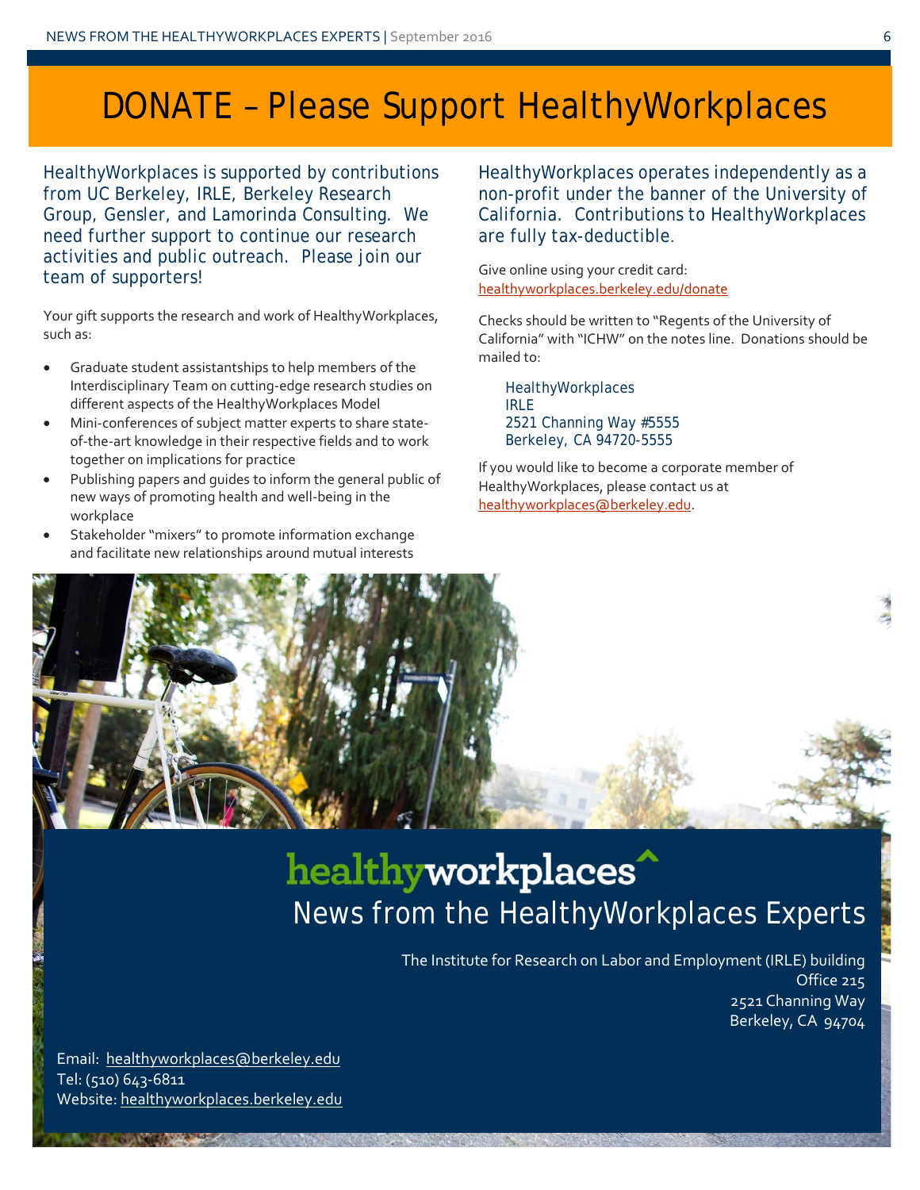# DONATE – Please Support HealthyWorkplaces

HealthyWorkplaces is supported by contributions from UC Berkeley, IRLE, Berkeley Research Group, Gensler, and Lamorinda Consulting. We need further support to continue our research activities and public outreach. Please join our team of supporters!

Your gift supports the research and work of HealthyWorkplaces, such as:

- Graduate student assistantships to help members of the Interdisciplinary Team on cutting-edge research studies on different aspects of the HealthyWorkplaces Model
- Mini-conferences of subject matter experts to share state-of-the-art knowledge in their respective fields and to work together on implications for practice
- Publishing papers and guides to inform the general public of new ways of promoting health and well-being in the workplace
- Stakeholder "mixers" to promote information exchange and facilitate new relationships around mutual interests

HealthyWorkplaces operates independently as a non-profit under the banner of the University of California. Contributions to HealthyWorkplaces are fully tax-deductible.

Give online using your credit card:
healthyworkplaces.berkeley.edu/donate

Checks should be written to "Regents of the University of California" with "ICHW" on the notes line. Donations should be mailed to:

HealthyWorkplaces
IRLE
2521 Channing Way #5555
Berkeley, CA 94720-5555

If you would like to become a corporate member of HealthyWorkplaces, please contact us at healthyworkplaces@berkeley.edu.

healthyworkplaces

News from the HealthyWorkplaces Experts

The Institute for Research on Labor and Employment (IRLE) building
Office 215
2521 Channing Way
Berkeley, CA 94704

Email: healthyworkplaces@berkeley.edu
Tel: (510) 643-6811
Website: healthyworkplaces.berkeley.edu